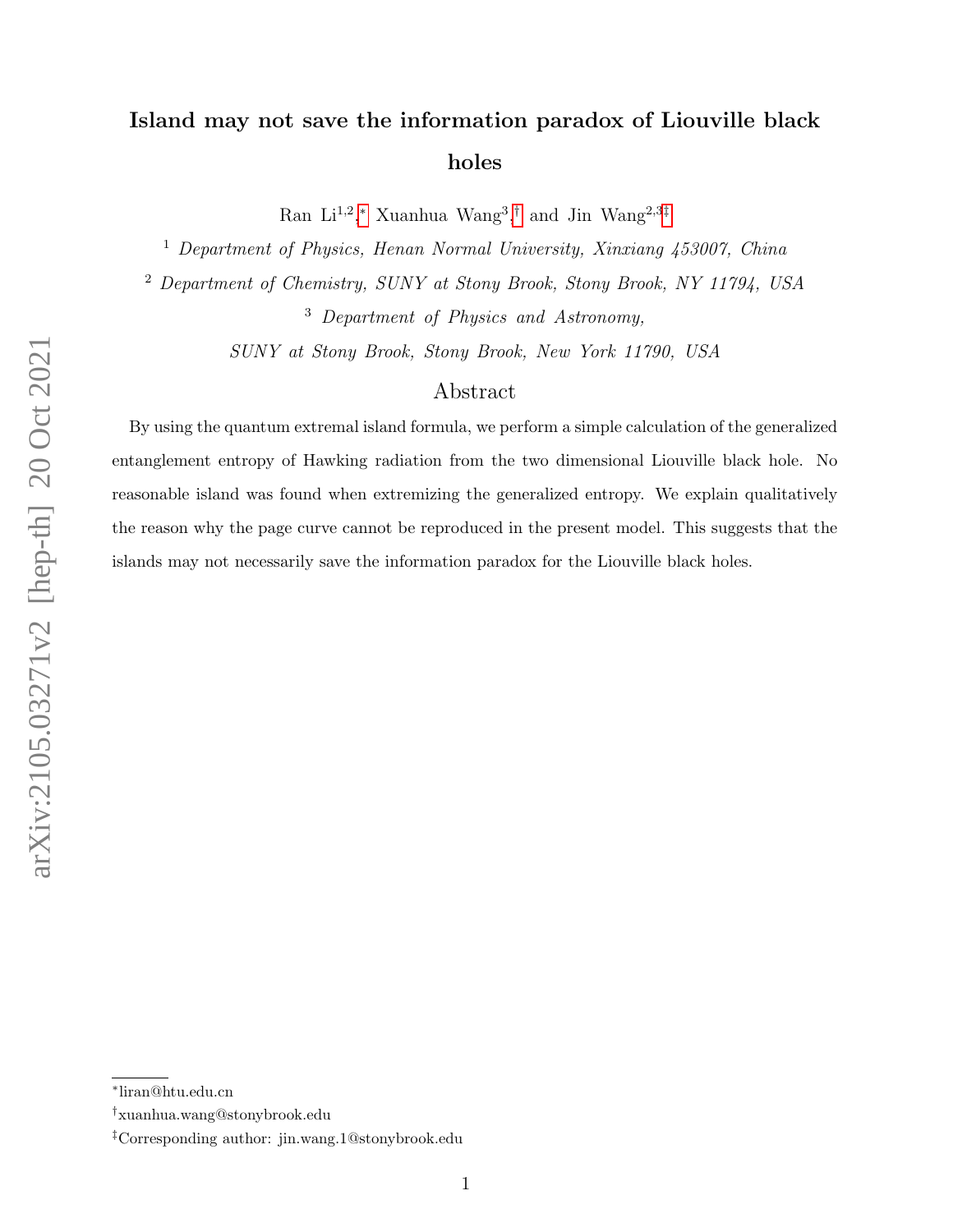# Island may not save the information paradox of Liouville black holes

Ran Li[1,2,*], Xuanhua Wang[3,†], and Jin Wang[2,3,‡]

[1] *Department of Physics, Henan Normal University, Xinxiang 453007, China*

[2] *Department of Chemistry, SUNY at Stony Brook, Stony Brook, NY 11794, USA*

[3] *Department of Physics and Astronomy, SUNY at Stony Brook, Stony Brook, New York 11790, USA*

## Abstract

By using the quantum extremal island formula, we perform a simple calculation of the generalized entanglement entropy of Hawking radiation from the two dimensional Liouville black hole. No reasonable island was found when extremizing the generalized entropy. We explain qualitatively the reason why the page curve cannot be reproduced in the present model. This suggests that the islands may not necessarily save the information paradox for the Liouville black holes.

---

[*] liran@htu.edu.cn

[†] xuanhua.wang@stonybrook.edu

[‡] Corresponding author: jin.wang.1@stonybrook.edu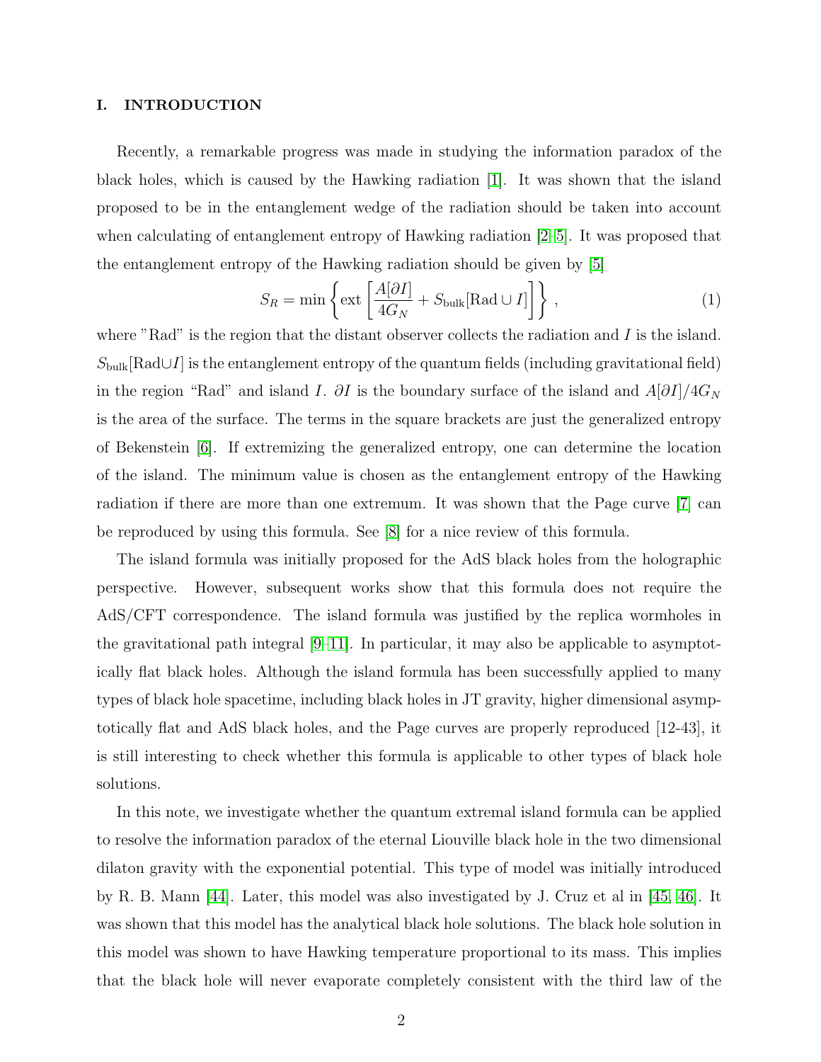## I. INTRODUCTION

Recently, a remarkable progress was made in studying the information paradox of the black holes, which is caused by the Hawking radiation [1]. It was shown that the island proposed to be in the entanglement wedge of the radiation should be taken into account when calculating of entanglement entropy of Hawking radiation [2–5]. It was proposed that the entanglement entropy of the Hawking radiation should be given by [5]

$$S_R = \min \left\{ \text{ext} \left[ \frac{A[\partial I]}{4G_N} + S_{\text{bulk}}[\text{Rad} \cup I] \right] \right\} , \tag{1}$$

where "Rad" is the region that the distant observer collects the radiation and $I$ is the island. $S_{\text{bulk}}[\text{Rad}\cup I]$ is the entanglement entropy of the quantum fields (including gravitational field) in the region "Rad" and island $I$. $\partial I$ is the boundary surface of the island and $A[\partial I]/4G_N$ is the area of the surface. The terms in the square brackets are just the generalized entropy of Bekenstein [6]. If extremizing the generalized entropy, one can determine the location of the island. The minimum value is chosen as the entanglement entropy of the Hawking radiation if there are more than one extremum. It was shown that the Page curve [7] can be reproduced by using this formula. See [8] for a nice review of this formula.

The island formula was initially proposed for the AdS black holes from the holographic perspective. However, subsequent works show that this formula does not require the AdS/CFT correspondence. The island formula was justified by the replica wormholes in the gravitational path integral [9–11]. In particular, it may also be applicable to asymptotically flat black holes. Although the island formula has been successfully applied to many types of black hole spacetime, including black holes in JT gravity, higher dimensional asymptotically flat and AdS black holes, and the Page curves are properly reproduced [12-43], it is still interesting to check whether this formula is applicable to other types of black hole solutions.

In this note, we investigate whether the quantum extremal island formula can be applied to resolve the information paradox of the eternal Liouville black hole in the two dimensional dilaton gravity with the exponential potential. This type of model was initially introduced by R. B. Mann [44]. Later, this model was also investigated by J. Cruz et al in [45, 46]. It was shown that this model has the analytical black hole solutions. The black hole solution in this model was shown to have Hawking temperature proportional to its mass. This implies that the black hole will never evaporate completely consistent with the third law of the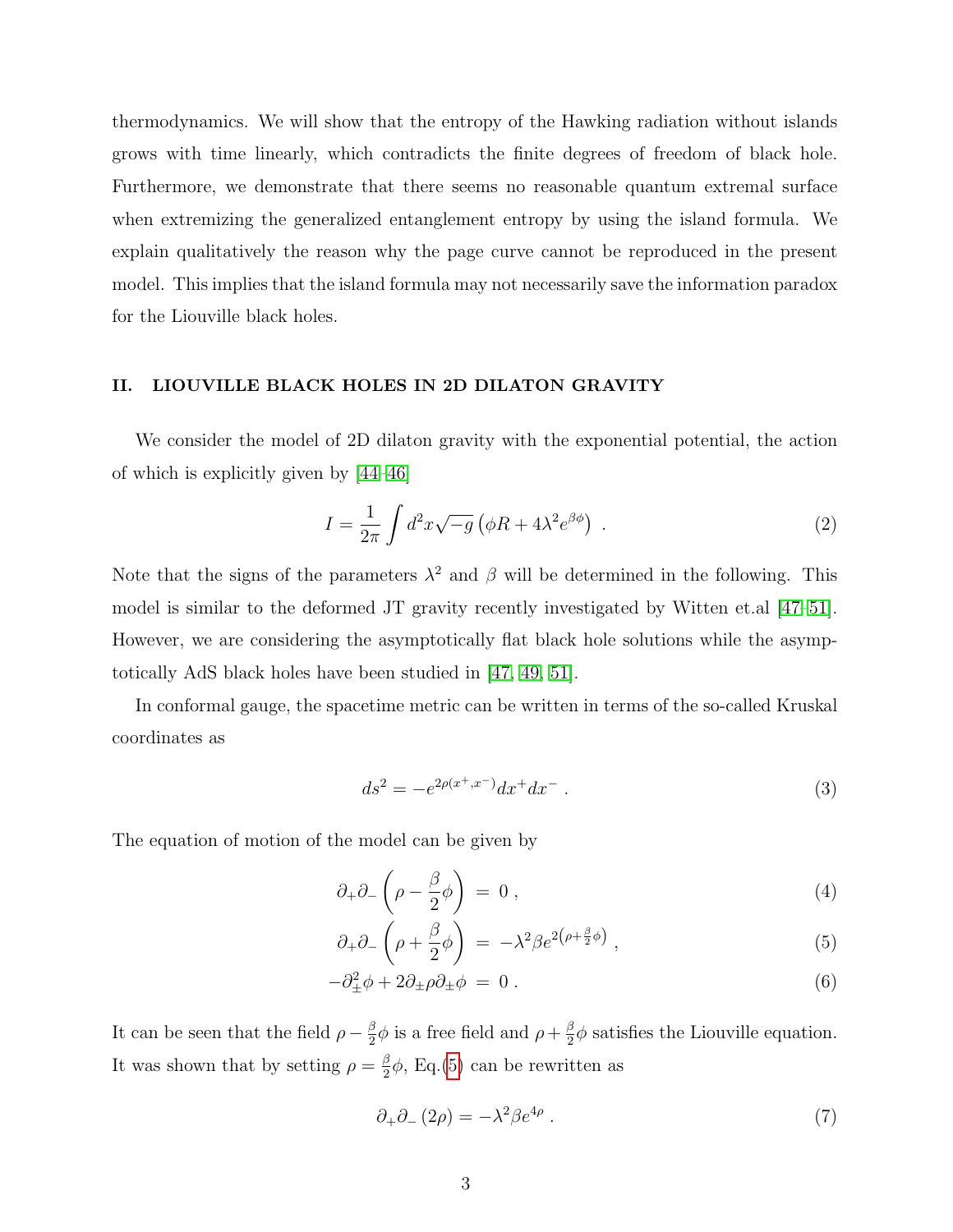thermodynamics. We will show that the entropy of the Hawking radiation without islands grows with time linearly, which contradicts the finite degrees of freedom of black hole. Furthermore, we demonstrate that there seems no reasonable quantum extremal surface when extremizing the generalized entanglement entropy by using the island formula. We explain qualitatively the reason why the page curve cannot be reproduced in the present model. This implies that the island formula may not necessarily save the information paradox for the Liouville black holes.

## II. LIOUVILLE BLACK HOLES IN 2D DILATON GRAVITY

We consider the model of 2D dilaton gravity with the exponential potential, the action of which is explicitly given by [44–46]

$$I = \frac{1}{2\pi}\int d^2x\sqrt{-g}\left(\phi R + 4\lambda^2 e^{\beta\phi}\right) \; . \tag{2}$$

Note that the signs of the parameters $\lambda^2$ and $\beta$ will be determined in the following. This model is similar to the deformed JT gravity recently investigated by Witten et.al [47–51]. However, we are considering the asymptotically flat black hole solutions while the asymptotically AdS black holes have been studied in [47, 49, 51].

In conformal gauge, the spacetime metric can be written in terms of the so-called Kruskal coordinates as

$$ds^2 = -e^{2\rho(x^+,x^-)}dx^+dx^- \; . \tag{3}$$

The equation of motion of the model can be given by

$$\partial_+\partial_-\left(\rho - \frac{\beta}{2}\phi\right) \;=\; 0 \; , \tag{4}$$

$$\partial_+\partial_-\left(\rho + \frac{\beta}{2}\phi\right) \;=\; -\lambda^2\beta e^{2\left(\rho+\frac{\beta}{2}\phi\right)} \; , \tag{5}$$

$$-\partial_\pm^2\phi + 2\partial_\pm\rho\partial_\pm\phi \;=\; 0 \; . \tag{6}$$

It can be seen that the field $\rho - \frac{\beta}{2}\phi$ is a free field and $\rho + \frac{\beta}{2}\phi$ satisfies the Liouville equation. It was shown that by setting $\rho = \frac{\beta}{2}\phi$, Eq.(5) can be rewritten as

$$\partial_+\partial_-\left(2\rho\right) = -\lambda^2\beta e^{4\rho} \; . \tag{7}$$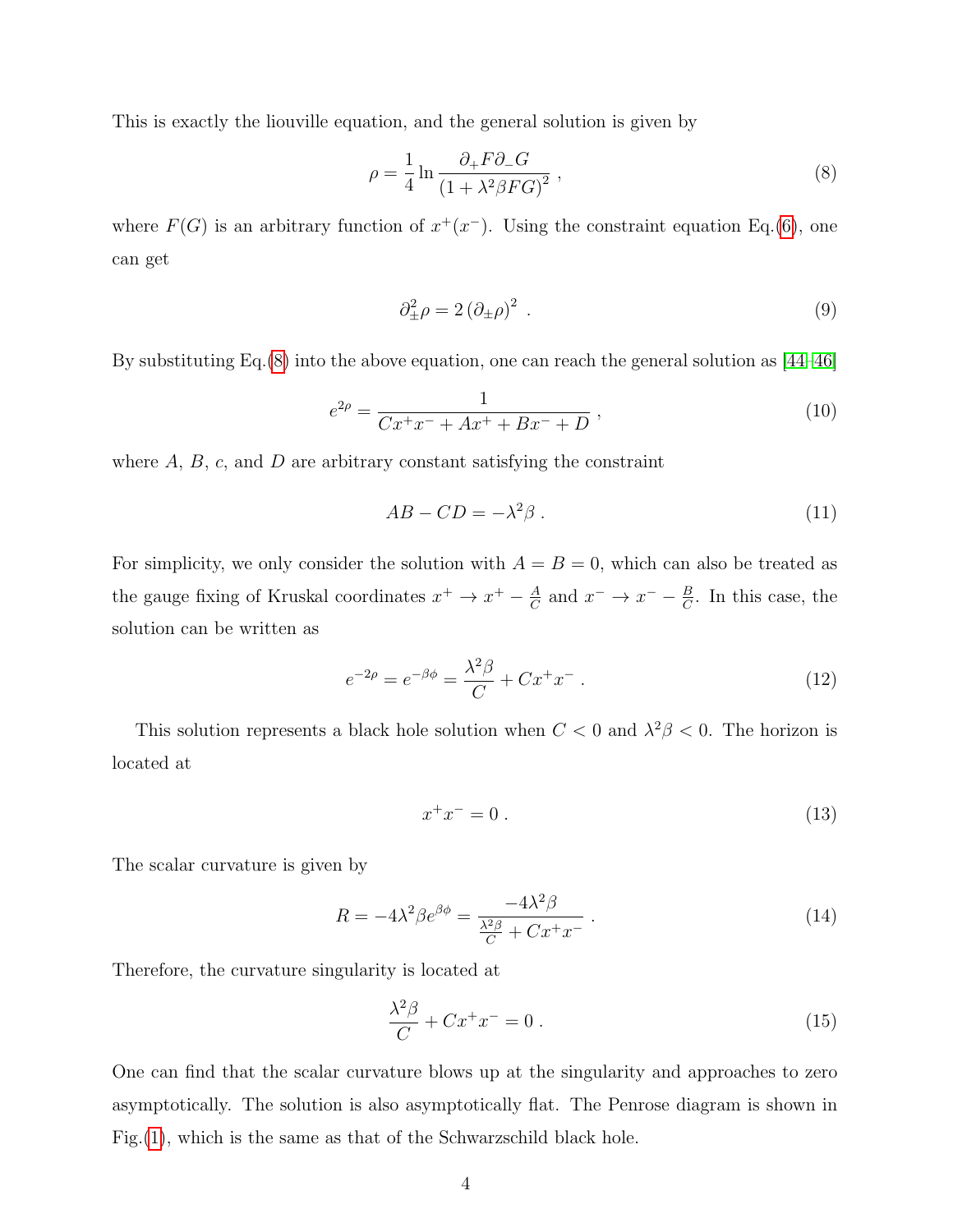This is exactly the liouville equation, and the general solution is given by

$$\rho = \frac{1}{4} \ln \frac{\partial_+ F \partial_- G}{\left(1 + \lambda^2 \beta F G\right)^2} \ , \tag{8}$$

where $F(G)$ is an arbitrary function of $x^+(x^-)$. Using the constraint equation Eq.(6), one can get

$$\partial_\pm^2 \rho = 2 \left(\partial_\pm \rho\right)^2 \ . \tag{9}$$

By substituting Eq.(8) into the above equation, one can reach the general solution as [44–46]

$$e^{2\rho} = \frac{1}{C x^+ x^- + A x^+ + B x^- + D} \ , \tag{10}$$

where $A$, $B$, $c$, and $D$ are arbitrary constant satisfying the constraint

$$AB - CD = -\lambda^2 \beta \ . \tag{11}$$

For simplicity, we only consider the solution with $A = B = 0$, which can also be treated as the gauge fixing of Kruskal coordinates $x^+ \to x^+ - \frac{A}{C}$ and $x^- \to x^- - \frac{B}{C}$. In this case, the solution can be written as

$$e^{-2\rho} = e^{-\beta\phi} = \frac{\lambda^2 \beta}{C} + C x^+ x^- \ . \tag{12}$$

This solution represents a black hole solution when $C < 0$ and $\lambda^2 \beta < 0$. The horizon is located at

$$x^+ x^- = 0 \ . \tag{13}$$

The scalar curvature is given by

$$R = -4\lambda^2 \beta e^{\beta\phi} = \frac{-4\lambda^2 \beta}{\frac{\lambda^2 \beta}{C} + C x^+ x^-} \ . \tag{14}$$

Therefore, the curvature singularity is located at

$$\frac{\lambda^2 \beta}{C} + C x^+ x^- = 0 \ . \tag{15}$$

One can find that the scalar curvature blows up at the singularity and approaches to zero asymptotically. The solution is also asymptotically flat. The Penrose diagram is shown in Fig.(1), which is the same as that of the Schwarzschild black hole.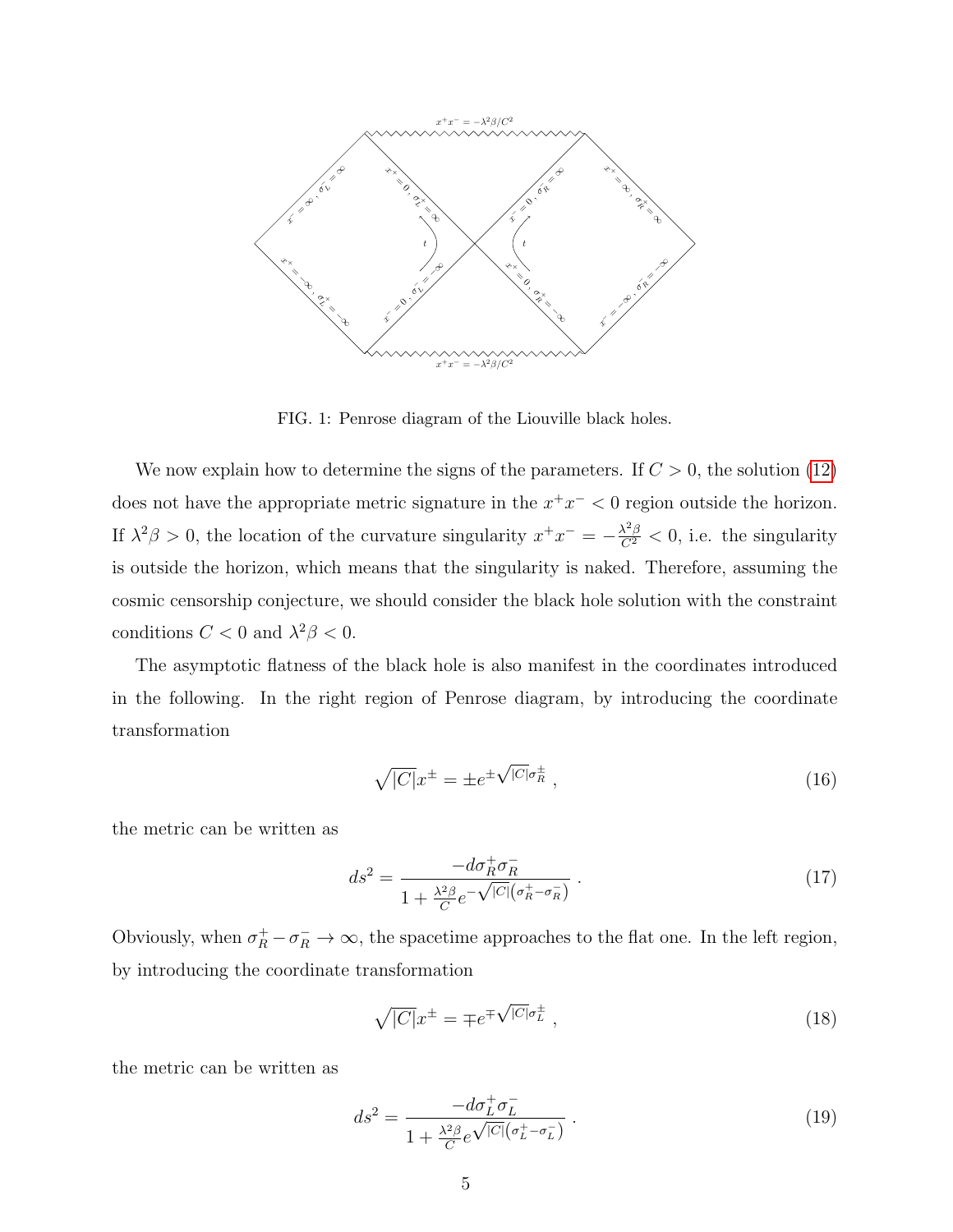FIG. 1: Penrose diagram of the Liouville black holes.

We now explain how to determine the signs of the parameters. If $C > 0$, the solution (12) does not have the appropriate metric signature in the $x^+x^- < 0$ region outside the horizon. If $\lambda^2\beta > 0$, the location of the curvature singularity $x^+x^- = -\frac{\lambda^2\beta}{C^2} < 0$, i.e. the singularity is outside the horizon, which means that the singularity is naked. Therefore, assuming the cosmic censorship conjecture, we should consider the black hole solution with the constraint conditions $C < 0$ and $\lambda^2\beta < 0$.

The asymptotic flatness of the black hole is also manifest in the coordinates introduced in the following. In the right region of Penrose diagram, by introducing the coordinate transformation

$$\sqrt{|C|}x^\pm = \pm e^{\pm\sqrt{|C|}\sigma_R^\pm} , \tag{16}$$

the metric can be written as

$$ds^2 = \frac{-d\sigma_R^+\sigma_R^-}{1 + \frac{\lambda^2\beta}{C}e^{-\sqrt{|C|}\left(\sigma_R^+ - \sigma_R^-\right)}} . \tag{17}$$

Obviously, when $\sigma_R^+ - \sigma_R^- \to \infty$, the spacetime approaches to the flat one. In the left region, by introducing the coordinate transformation

$$\sqrt{|C|}x^\pm = \mp e^{\mp\sqrt{|C|}\sigma_L^\pm} , \tag{18}$$

the metric can be written as

$$ds^2 = \frac{-d\sigma_L^+\sigma_L^-}{1 + \frac{\lambda^2\beta}{C}e^{\sqrt{|C|}\left(\sigma_L^+ - \sigma_L^-\right)}} . \tag{19}$$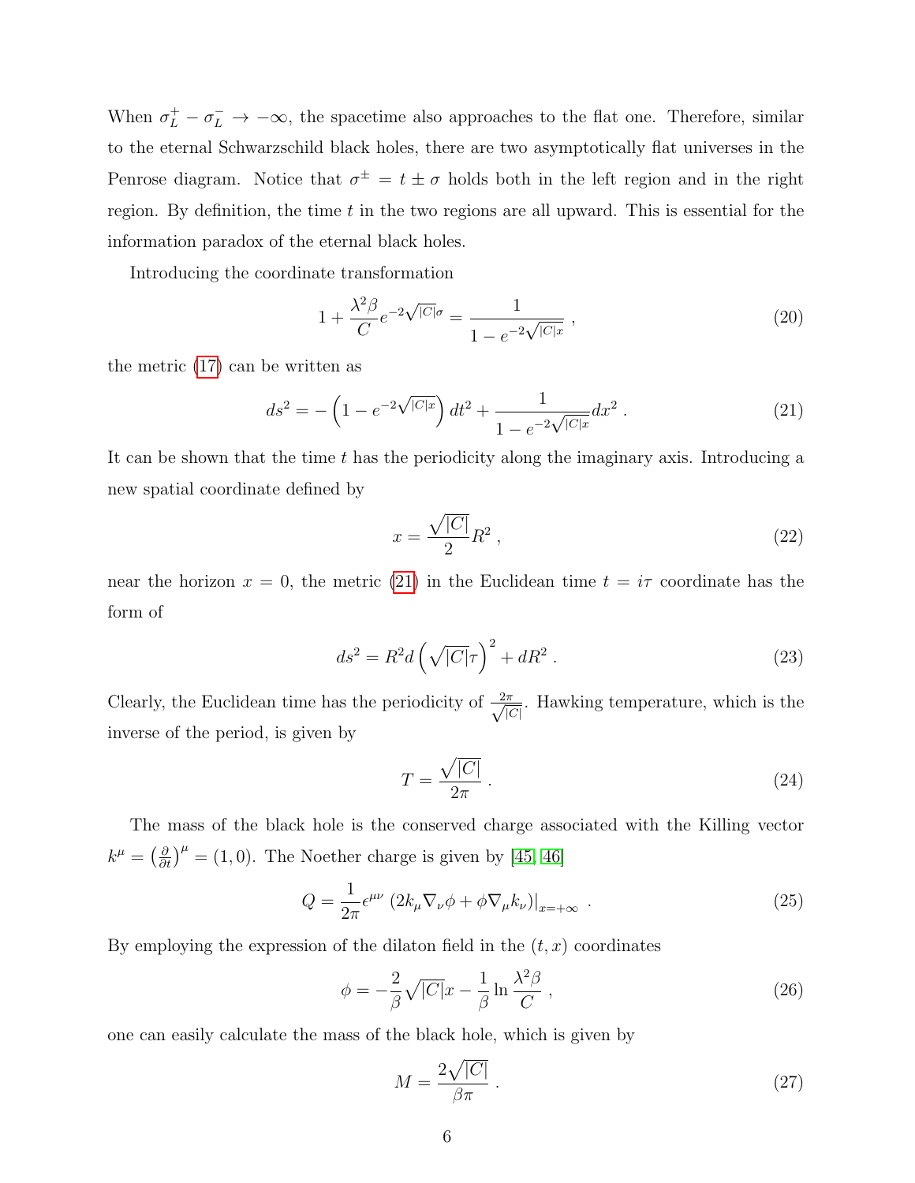When $\sigma_L^+ - \sigma_L^- \to -\infty$, the spacetime also approaches to the flat one. Therefore, similar to the eternal Schwarzschild black holes, there are two asymptotically flat universes in the Penrose diagram. Notice that $\sigma^\pm = t \pm \sigma$ holds both in the left region and in the right region. By definition, the time $t$ in the two regions are all upward. This is essential for the information paradox of the eternal black holes.

Introducing the coordinate transformation

$$1 + \frac{\lambda^2 \beta}{C} e^{-2\sqrt{|C|}\sigma} = \frac{1}{1 - e^{-2\sqrt{|C|}x}} \ , \tag{20}$$

the metric (17) can be written as

$$ds^2 = -\left(1 - e^{-2\sqrt{|C|}x}\right) dt^2 + \frac{1}{1 - e^{-2\sqrt{|C|}x}} dx^2 \ . \tag{21}$$

It can be shown that the time $t$ has the periodicity along the imaginary axis. Introducing a new spatial coordinate defined by

$$x = \frac{\sqrt{|C|}}{2} R^2 \ , \tag{22}$$

near the horizon $x = 0$, the metric (21) in the Euclidean time $t = i\tau$ coordinate has the form of

$$ds^2 = R^2 d\left(\sqrt{|C|}\tau\right)^2 + dR^2 \ . \tag{23}$$

Clearly, the Euclidean time has the periodicity of $\frac{2\pi}{\sqrt{|C|}}$. Hawking temperature, which is the inverse of the period, is given by

$$T = \frac{\sqrt{|C|}}{2\pi} \ . \tag{24}$$

The mass of the black hole is the conserved charge associated with the Killing vector $k^\mu = \left(\frac{\partial}{\partial t}\right)^\mu = (1, 0)$. The Noether charge is given by [45, 46]

$$Q = \frac{1}{2\pi} \epsilon^{\mu\nu} \left(2k_\mu \nabla_\nu \phi + \phi \nabla_\mu k_\nu\right)\Big|_{x=+\infty} \ . \tag{25}$$

By employing the expression of the dilaton field in the $(t, x)$ coordinates

$$\phi = -\frac{2}{\beta}\sqrt{|C|}x - \frac{1}{\beta} \ln \frac{\lambda^2 \beta}{C} \ , \tag{26}$$

one can easily calculate the mass of the black hole, which is given by

$$M = \frac{2\sqrt{|C|}}{\beta\pi} \ . \tag{27}$$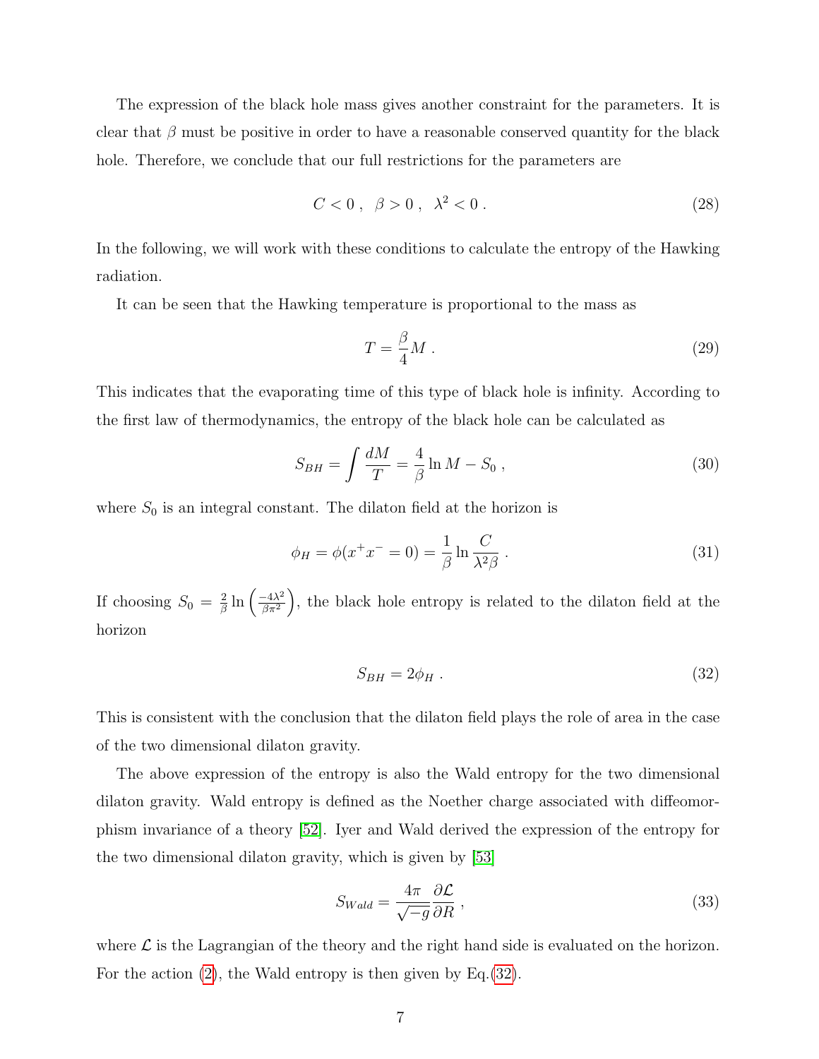The expression of the black hole mass gives another constraint for the parameters. It is clear that $\beta$ must be positive in order to have a reasonable conserved quantity for the black hole. Therefore, we conclude that our full restrictions for the parameters are

$$C < 0 \ , \quad \beta > 0 \ , \quad \lambda^2 < 0 \ . \tag{28}$$

In the following, we will work with these conditions to calculate the entropy of the Hawking radiation.

It can be seen that the Hawking temperature is proportional to the mass as

$$T = \frac{\beta}{4} M \ . \tag{29}$$

This indicates that the evaporating time of this type of black hole is infinity. According to the first law of thermodynamics, the entropy of the black hole can be calculated as

$$S_{BH} = \int \frac{dM}{T} = \frac{4}{\beta} \ln M - S_0 \ , \tag{30}$$

where $S_0$ is an integral constant. The dilaton field at the horizon is

$$\phi_H = \phi(x^+ x^- = 0) = \frac{1}{\beta} \ln \frac{C}{\lambda^2 \beta} \ . \tag{31}$$

If choosing $S_0 = \frac{2}{\beta} \ln \left( \frac{-4\lambda^2}{\beta \pi^2} \right)$, the black hole entropy is related to the dilaton field at the horizon

$$S_{BH} = 2\phi_H \ . \tag{32}$$

This is consistent with the conclusion that the dilaton field plays the role of area in the case of the two dimensional dilaton gravity.

The above expression of the entropy is also the Wald entropy for the two dimensional dilaton gravity. Wald entropy is defined as the Noether charge associated with diffeomorphism invariance of a theory [52]. Iyer and Wald derived the expression of the entropy for the two dimensional dilaton gravity, which is given by [53]

$$S_{Wald} = \frac{4\pi}{\sqrt{-g}} \frac{\partial \mathcal{L}}{\partial R} \ , \tag{33}$$

where $\mathcal{L}$ is the Lagrangian of the theory and the right hand side is evaluated on the horizon. For the action (2), the Wald entropy is then given by Eq.(32).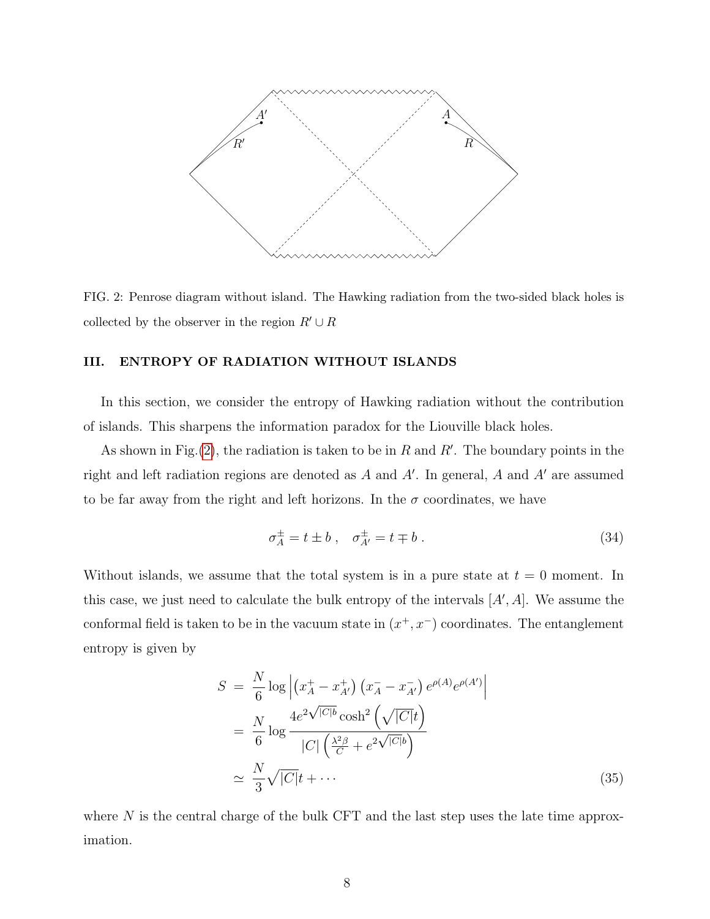FIG. 2: Penrose diagram without island. The Hawking radiation from the two-sided black holes is collected by the observer in the region $R' \cup R$

## III. ENTROPY OF RADIATION WITHOUT ISLANDS

In this section, we consider the entropy of Hawking radiation without the contribution of islands. This sharpens the information paradox for the Liouville black holes.

As shown in Fig.(2), the radiation is taken to be in $R$ and $R'$. The boundary points in the right and left radiation regions are denoted as $A$ and $A'$. In general, $A$ and $A'$ are assumed to be far away from the right and left horizons. In the $\sigma$ coordinates, we have

$$\sigma_A^{\pm} = t \pm b\,, \quad \sigma_{A'}^{\pm} = t \mp b\,. \tag{34}$$

Without islands, we assume that the total system is in a pure state at $t = 0$ moment. In this case, we just need to calculate the bulk entropy of the intervals $[A', A]$. We assume the conformal field is taken to be in the vacuum state in $(x^+, x^-)$ coordinates. The entanglement entropy is given by

$$\begin{aligned}
S &= \frac{N}{6} \log \left| \left(x_A^+ - x_{A'}^+\right) \left(x_A^- - x_{A'}^-\right) e^{\rho(A)} e^{\rho(A')} \right| \\
&= \frac{N}{6} \log \frac{4 e^{2\sqrt{|C|}b} \cosh^2\left(\sqrt{|C|}t\right)}{|C| \left(\frac{\lambda^2 \beta}{C} + e^{2\sqrt{|C|}b}\right)} \\
&\simeq \frac{N}{3}\sqrt{|C|}t + \cdots
\end{aligned} \tag{35}$$

where $N$ is the central charge of the bulk CFT and the last step uses the late time approximation.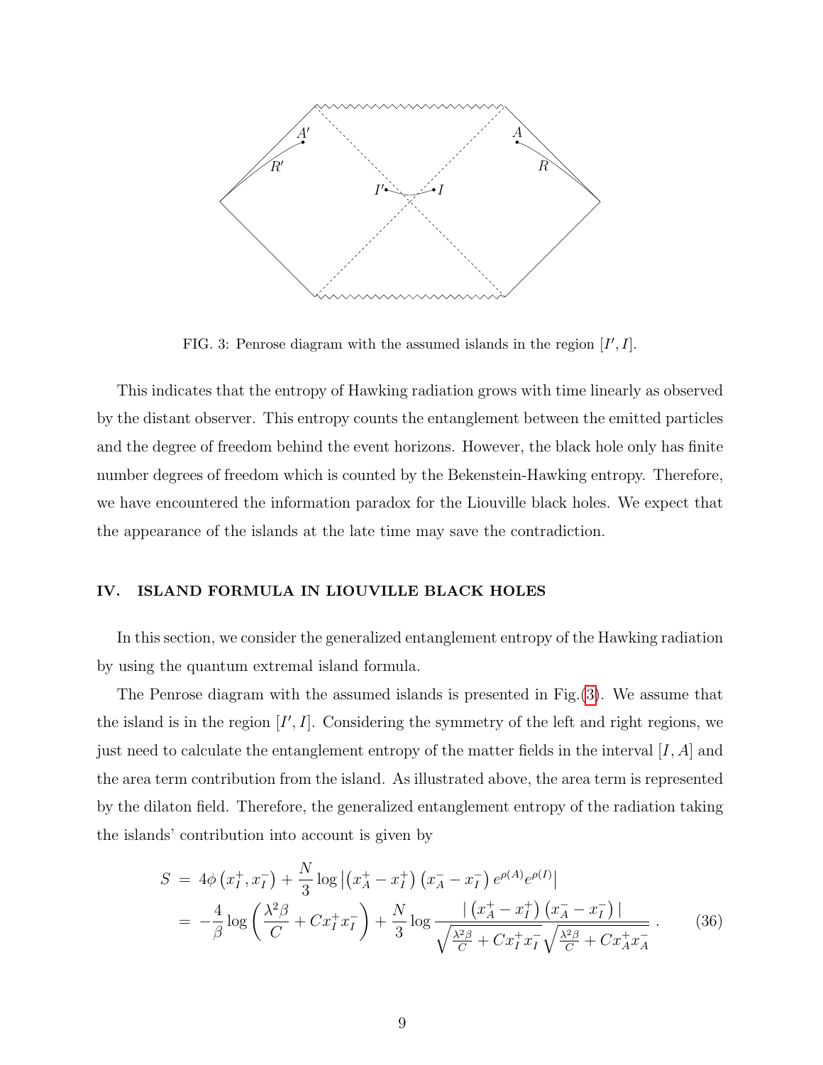FIG. 3: Penrose diagram with the assumed islands in the region $[I', I]$.

This indicates that the entropy of Hawking radiation grows with time linearly as observed by the distant observer. This entropy counts the entanglement between the emitted particles and the degree of freedom behind the event horizons. However, the black hole only has finite number degrees of freedom which is counted by the Bekenstein-Hawking entropy. Therefore, we have encountered the information paradox for the Liouville black holes. We expect that the appearance of the islands at the late time may save the contradiction.

## IV. ISLAND FORMULA IN LIOUVILLE BLACK HOLES

In this section, we consider the generalized entanglement entropy of the Hawking radiation by using the quantum extremal island formula.

The Penrose diagram with the assumed islands is presented in Fig.(3). We assume that the island is in the region $[I', I]$. Considering the symmetry of the left and right regions, we just need to calculate the entanglement entropy of the matter fields in the interval $[I, A]$ and the area term contribution from the island. As illustrated above, the area term is represented by the dilaton field. Therefore, the generalized entanglement entropy of the radiation taking the islands' contribution into account is given by

$$
\begin{aligned}
S &= 4\phi\left(x_I^+, x_I^-\right) + \frac{N}{3}\log\left|\left(x_A^+ - x_I^+\right)\left(x_A^- - x_I^-\right)e^{\rho(A)}e^{\rho(I)}\right| \\
&= -\frac{4}{\beta}\log\left(\frac{\lambda^2\beta}{C} + Cx_I^+x_I^-\right) + \frac{N}{3}\log\frac{\left|\left(x_A^+ - x_I^+\right)\left(x_A^- - x_I^-\right)\right|}{\sqrt{\frac{\lambda^2\beta}{C} + Cx_I^+x_I^-}\sqrt{\frac{\lambda^2\beta}{C} + Cx_A^+x_A^-}}\,. \qquad (36)
\end{aligned}
$$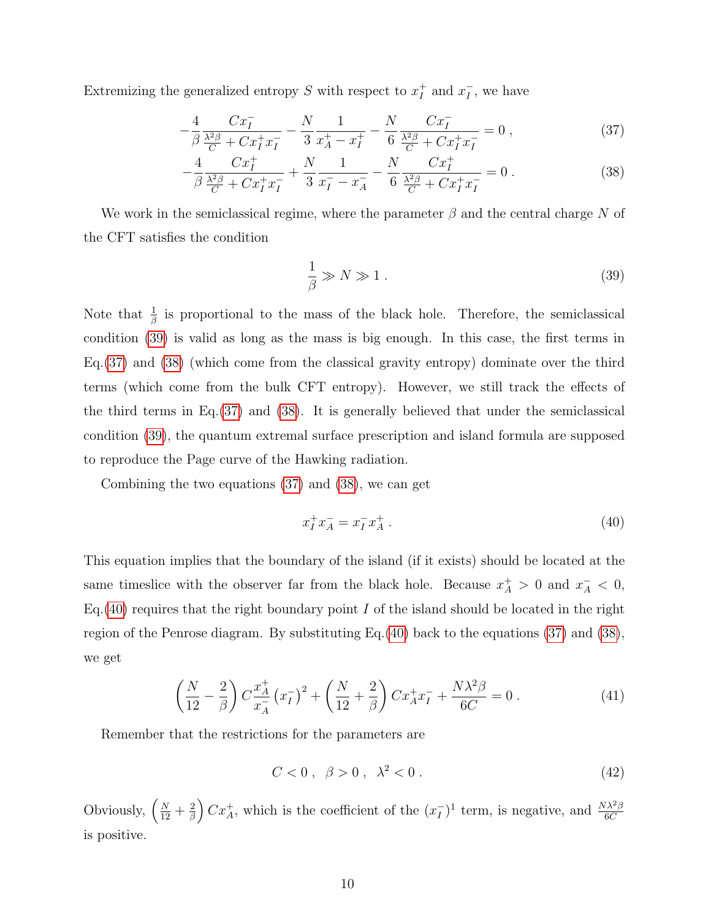Extremizing the generalized entropy $S$ with respect to $x_I^+$ and $x_I^-$, we have

$$
-\frac{4}{\beta}\frac{Cx_I^-}{\frac{\lambda^2\beta}{C}+Cx_I^+x_I^-}-\frac{N}{3}\frac{1}{x_A^+-x_I^+}-\frac{N}{6}\frac{Cx_I^-}{\frac{\lambda^2\beta}{C}+Cx_I^+x_I^-}=0\,, \tag{37}
$$

$$
-\frac{4}{\beta}\frac{Cx_I^+}{\frac{\lambda^2\beta}{C}+Cx_I^+x_I^-}+\frac{N}{3}\frac{1}{x_I^--x_A^-}-\frac{N}{6}\frac{Cx_I^+}{\frac{\lambda^2\beta}{C}+Cx_I^+x_I^-}=0\,. \tag{38}
$$

We work in the semiclassical regime, where the parameter $\beta$ and the central charge $N$ of the CFT satisfies the condition

$$
\frac{1}{\beta}\gg N\gg 1\,. \tag{39}
$$

Note that $\frac{1}{\beta}$ is proportional to the mass of the black hole. Therefore, the semiclassical condition (39) is valid as long as the mass is big enough. In this case, the first terms in Eq.(37) and (38) (which come from the classical gravity entropy) dominate over the third terms (which come from the bulk CFT entropy). However, we still track the effects of the third terms in Eq.(37) and (38). It is generally believed that under the semiclassical condition (39), the quantum extremal surface prescription and island formula are supposed to reproduce the Page curve of the Hawking radiation.

Combining the two equations (37) and (38), we can get

$$
x_I^+x_A^-=x_I^-x_A^+\,. \tag{40}
$$

This equation implies that the boundary of the island (if it exists) should be located at the same timeslice with the observer far from the black hole. Because $x_A^+>0$ and $x_A^-<0$, Eq.(40) requires that the right boundary point $I$ of the island should be located in the right region of the Penrose diagram. By substituting Eq.(40) back to the equations (37) and (38), we get

$$
\left(\frac{N}{12}-\frac{2}{\beta}\right)C\frac{x_A^+}{x_A^-}\left(x_I^-\right)^2+\left(\frac{N}{12}+\frac{2}{\beta}\right)Cx_A^+x_I^-+\frac{N\lambda^2\beta}{6C}=0\,. \tag{41}
$$

Remember that the restrictions for the parameters are

$$
C<0\,,\ \ \beta>0\,,\ \ \lambda^2<0\,. \tag{42}
$$

Obviously, $\left(\frac{N}{12}+\frac{2}{\beta}\right)Cx_A^+$, which is the coefficient of the $(x_I^-)^1$ term, is negative, and $\frac{N\lambda^2\beta}{6C}$ is positive.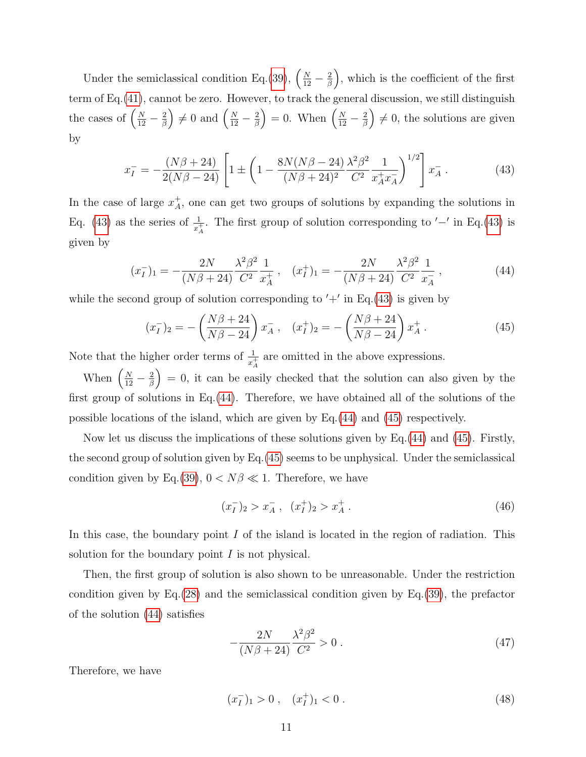Under the semiclassical condition Eq.(39), $\left(\frac{N}{12}-\frac{2}{\beta}\right)$, which is the coefficient of the first term of Eq.(41), cannot be zero. However, to track the general discussion, we still distinguish the cases of $\left(\frac{N}{12}-\frac{2}{\beta}\right)\neq 0$ and $\left(\frac{N}{12}-\frac{2}{\beta}\right)=0$. When $\left(\frac{N}{12}-\frac{2}{\beta}\right)\neq 0$, the solutions are given by

$$x_I^- = -\frac{(N\beta+24)}{2(N\beta-24)}\left[1\pm\left(1-\frac{8N(N\beta-24)}{(N\beta+24)^2}\frac{\lambda^2\beta^2}{C^2}\frac{1}{x_A^+x_A^-}\right)^{1/2}\right]x_A^- \,. \tag{43}$$

In the case of large $x_A^+$, one can get two groups of solutions by expanding the solutions in Eq. (43) as the series of $\frac{1}{x_A^+}$. The first group of solution corresponding to $'-'$ in Eq.(43) is given by

$$(x_I^-)_1 = -\frac{2N}{(N\beta+24)}\frac{\lambda^2\beta^2}{C^2}\frac{1}{x_A^+}\,,\quad (x_I^+)_1 = -\frac{2N}{(N\beta+24)}\frac{\lambda^2\beta^2}{C^2}\frac{1}{x_A^-}\,, \tag{44}$$

while the second group of solution corresponding to $'+'$ in Eq.(43) is given by

$$(x_I^-)_2 = -\left(\frac{N\beta+24}{N\beta-24}\right)x_A^-\,,\quad (x_I^+)_2 = -\left(\frac{N\beta+24}{N\beta-24}\right)x_A^+\,. \tag{45}$$

Note that the higher order terms of $\frac{1}{x_A^+}$ are omitted in the above expressions.

When $\left(\frac{N}{12}-\frac{2}{\beta}\right)=0$, it can be easily checked that the solution can also given by the first group of solutions in Eq.(44). Therefore, we have obtained all of the solutions of the possible locations of the island, which are given by Eq.(44) and (45) respectively.

Now let us discuss the implications of these solutions given by Eq.(44) and (45). Firstly, the second group of solution given by Eq.(45) seems to be unphysical. Under the semiclassical condition given by Eq.(39), $0<N\beta\ll 1$. Therefore, we have

$$(x_I^-)_2 > x_A^-\,,\ \ (x_I^+)_2 > x_A^+\,. \tag{46}$$

In this case, the boundary point $I$ of the island is located in the region of radiation. This solution for the boundary point $I$ is not physical.

Then, the first group of solution is also shown to be unreasonable. Under the restriction condition given by Eq.(28) and the semiclassical condition given by Eq.(39), the prefactor of the solution (44) satisfies

$$-\frac{2N}{(N\beta+24)}\frac{\lambda^2\beta^2}{C^2} > 0\,. \tag{47}$$

Therefore, we have

$$(x_I^-)_1 > 0\,,\quad (x_I^+)_1 < 0\,. \tag{48}$$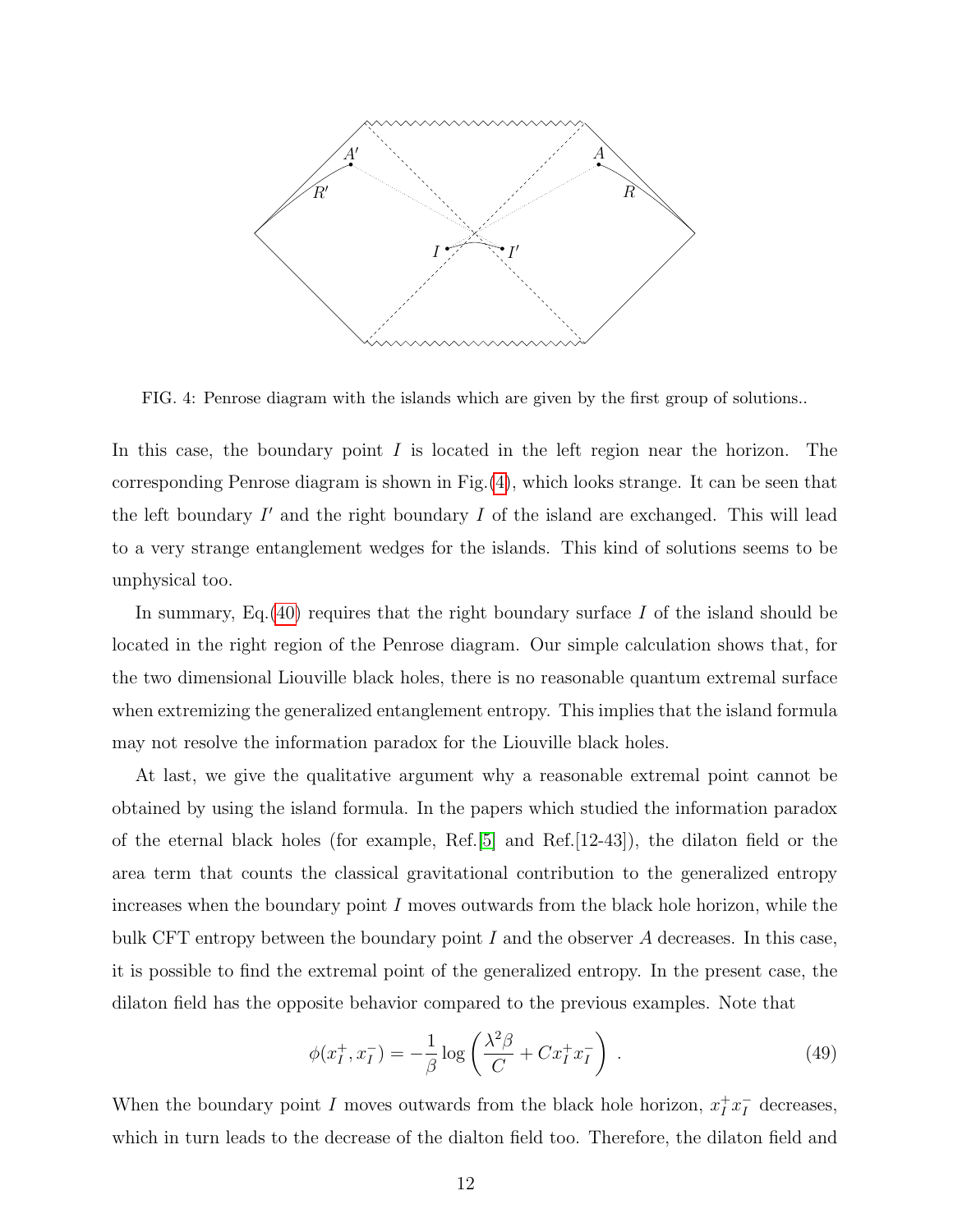FIG. 4: Penrose diagram with the islands which are given by the first group of solutions..

In this case, the boundary point $I$ is located in the left region near the horizon. The corresponding Penrose diagram is shown in Fig.(4), which looks strange. It can be seen that the left boundary $I'$ and the right boundary $I$ of the island are exchanged. This will lead to a very strange entanglement wedges for the islands. This kind of solutions seems to be unphysical too.

In summary, Eq.(40) requires that the right boundary surface $I$ of the island should be located in the right region of the Penrose diagram. Our simple calculation shows that, for the two dimensional Liouville black holes, there is no reasonable quantum extremal surface when extremizing the generalized entanglement entropy. This implies that the island formula may not resolve the information paradox for the Liouville black holes.

At last, we give the qualitative argument why a reasonable extremal point cannot be obtained by using the island formula. In the papers which studied the information paradox of the eternal black holes (for example, Ref.[5] and Ref.[12-43]), the dilaton field or the area term that counts the classical gravitational contribution to the generalized entropy increases when the boundary point $I$ moves outwards from the black hole horizon, while the bulk CFT entropy between the boundary point $I$ and the observer $A$ decreases. In this case, it is possible to find the extremal point of the generalized entropy. In the present case, the dilaton field has the opposite behavior compared to the previous examples. Note that

$$\phi(x_I^+, x_I^-) = -\frac{1}{\beta}\log\left(\frac{\lambda^2\beta}{C} + Cx_I^+x_I^-\right) . \tag{49}$$

When the boundary point $I$ moves outwards from the black hole horizon, $x_I^+x_I^-$ decreases, which in turn leads to the decrease of the dialton field too. Therefore, the dilaton field and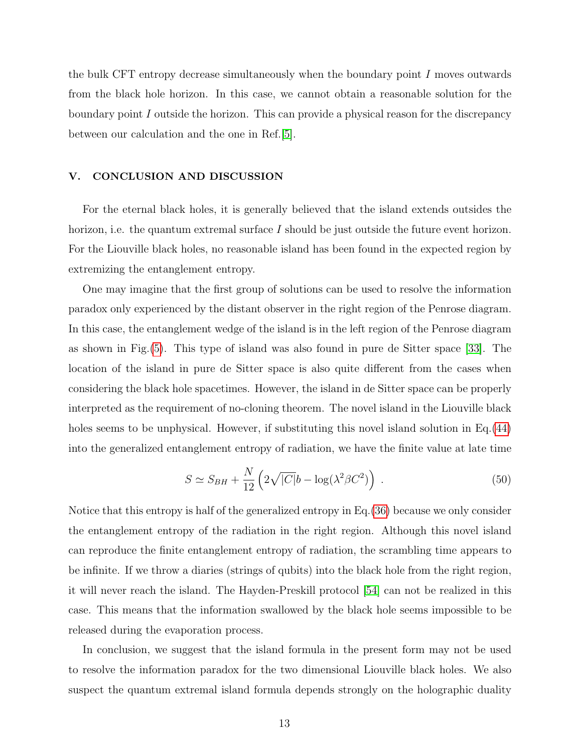the bulk CFT entropy decrease simultaneously when the boundary point $I$ moves outwards from the black hole horizon. In this case, we cannot obtain a reasonable solution for the boundary point $I$ outside the horizon. This can provide a physical reason for the discrepancy between our calculation and the one in Ref.[5].

## V. CONCLUSION AND DISCUSSION

For the eternal black holes, it is generally believed that the island extends outsides the horizon, i.e. the quantum extremal surface $I$ should be just outside the future event horizon. For the Liouville black holes, no reasonable island has been found in the expected region by extremizing the entanglement entropy.

One may imagine that the first group of solutions can be used to resolve the information paradox only experienced by the distant observer in the right region of the Penrose diagram. In this case, the entanglement wedge of the island is in the left region of the Penrose diagram as shown in Fig.(5). This type of island was also found in pure de Sitter space [33]. The location of the island in pure de Sitter space is also quite different from the cases when considering the black hole spacetimes. However, the island in de Sitter space can be properly interpreted as the requirement of no-cloning theorem. The novel island in the Liouville black holes seems to be unphysical. However, if substituting this novel island solution in Eq.(44) into the generalized entanglement entropy of radiation, we have the finite value at late time

$$S \simeq S_{BH} + \frac{N}{12}\left(2\sqrt{|C|}b - \log(\lambda^2\beta C^2)\right) \ . \tag{50}$$

Notice that this entropy is half of the generalized entropy in Eq.(36) because we only consider the entanglement entropy of the radiation in the right region. Although this novel island can reproduce the finite entanglement entropy of radiation, the scrambling time appears to be infinite. If we throw a diaries (strings of qubits) into the black hole from the right region, it will never reach the island. The Hayden-Preskill protocol [54] can not be realized in this case. This means that the information swallowed by the black hole seems impossible to be released during the evaporation process.

In conclusion, we suggest that the island formula in the present form may not be used to resolve the information paradox for the two dimensional Liouville black holes. We also suspect the quantum extremal island formula depends strongly on the holographic duality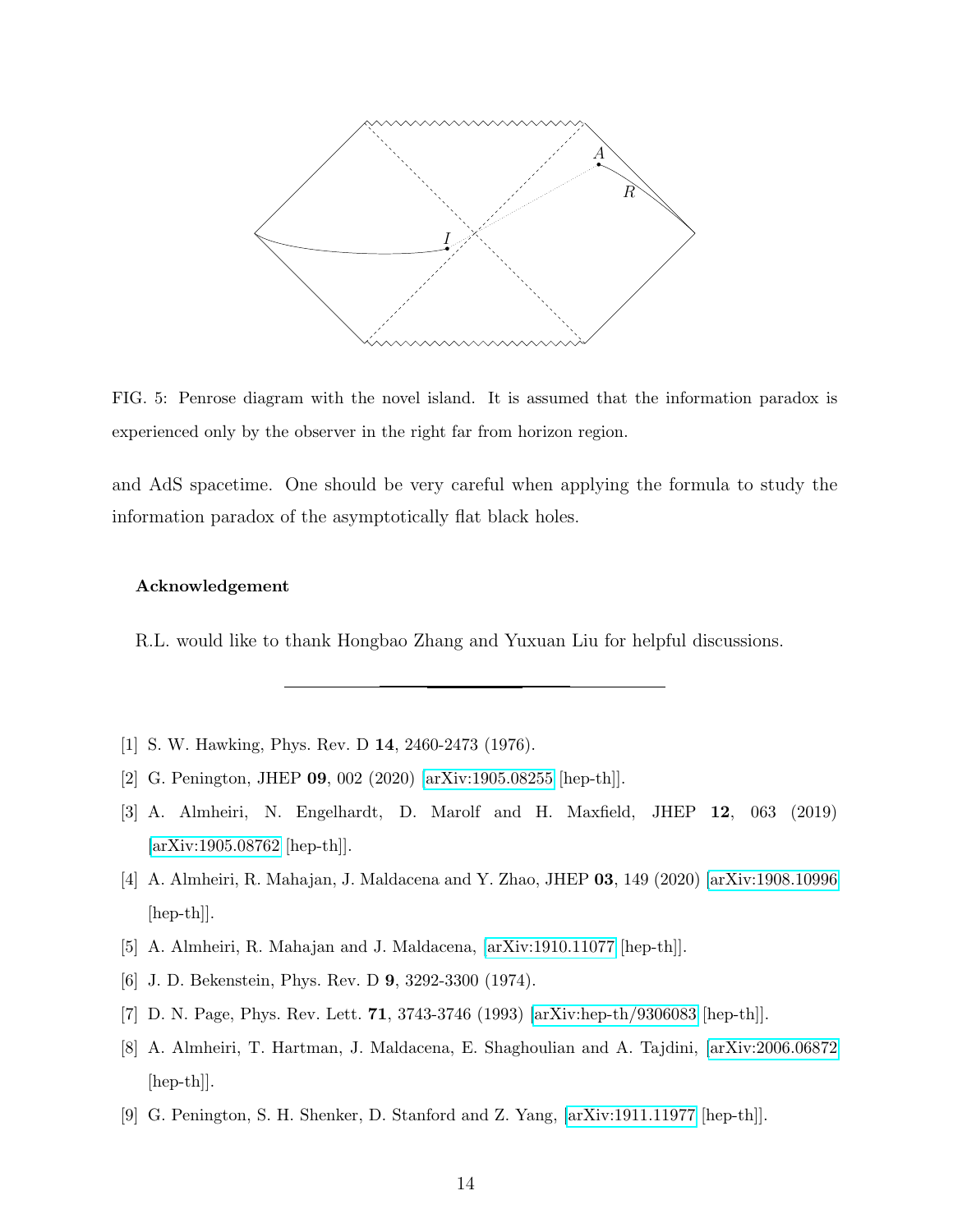FIG. 5: Penrose diagram with the novel island. It is assumed that the information paradox is experienced only by the observer in the right far from horizon region.

and AdS spacetime. One should be very careful when applying the formula to study the information paradox of the asymptotically flat black holes.

#### Acknowledgement

R.L. would like to thank Hongbao Zhang and Yuxuan Liu for helpful discussions.

---

[1] S. W. Hawking, Phys. Rev. D **14**, 2460-2473 (1976).

[2] G. Penington, JHEP **09**, 002 (2020) [arXiv:1905.08255 [hep-th]].

[3] A. Almheiri, N. Engelhardt, D. Marolf and H. Maxfield, JHEP **12**, 063 (2019) [arXiv:1905.08762 [hep-th]].

[4] A. Almheiri, R. Mahajan, J. Maldacena and Y. Zhao, JHEP **03**, 149 (2020) [arXiv:1908.10996 [hep-th]].

[5] A. Almheiri, R. Mahajan and J. Maldacena, [arXiv:1910.11077 [hep-th]].

[6] J. D. Bekenstein, Phys. Rev. D **9**, 3292-3300 (1974).

[7] D. N. Page, Phys. Rev. Lett. **71**, 3743-3746 (1993) [arXiv:hep-th/9306083 [hep-th]].

[8] A. Almheiri, T. Hartman, J. Maldacena, E. Shaghoulian and A. Tajdini, [arXiv:2006.06872 [hep-th]].

[9] G. Penington, S. H. Shenker, D. Stanford and Z. Yang, [arXiv:1911.11977 [hep-th]].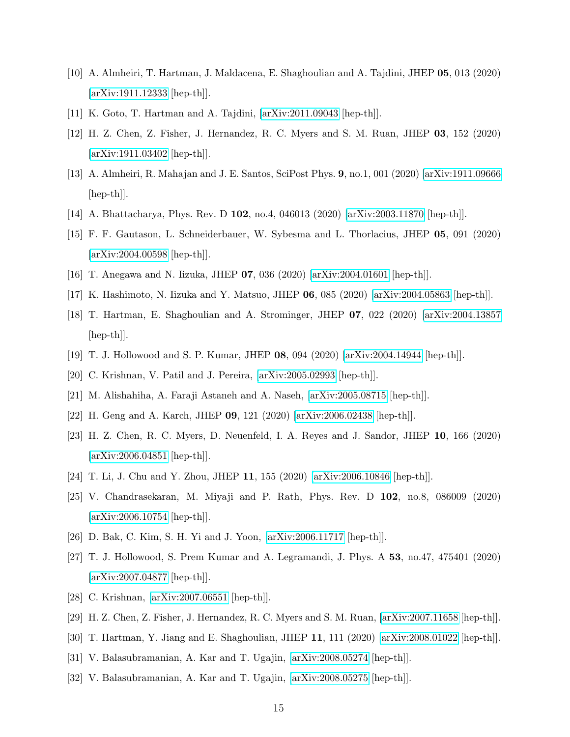[10] A. Almheiri, T. Hartman, J. Maldacena, E. Shaghoulian and A. Tajdini, JHEP **05**, 013 (2020) [arXiv:1911.12333 [hep-th]].

[11] K. Goto, T. Hartman and A. Tajdini, [arXiv:2011.09043 [hep-th]].

[12] H. Z. Chen, Z. Fisher, J. Hernandez, R. C. Myers and S. M. Ruan, JHEP **03**, 152 (2020) [arXiv:1911.03402 [hep-th]].

[13] A. Almheiri, R. Mahajan and J. E. Santos, SciPost Phys. **9**, no.1, 001 (2020) [arXiv:1911.09666 [hep-th]].

[14] A. Bhattacharya, Phys. Rev. D **102**, no.4, 046013 (2020) [arXiv:2003.11870 [hep-th]].

[15] F. F. Gautason, L. Schneiderbauer, W. Sybesma and L. Thorlacius, JHEP **05**, 091 (2020) [arXiv:2004.00598 [hep-th]].

[16] T. Anegawa and N. Iizuka, JHEP **07**, 036 (2020) [arXiv:2004.01601 [hep-th]].

[17] K. Hashimoto, N. Iizuka and Y. Matsuo, JHEP **06**, 085 (2020) [arXiv:2004.05863 [hep-th]].

[18] T. Hartman, E. Shaghoulian and A. Strominger, JHEP **07**, 022 (2020) [arXiv:2004.13857 [hep-th]].

[19] T. J. Hollowood and S. P. Kumar, JHEP **08**, 094 (2020) [arXiv:2004.14944 [hep-th]].

[20] C. Krishnan, V. Patil and J. Pereira, [arXiv:2005.02993 [hep-th]].

[21] M. Alishahiha, A. Faraji Astaneh and A. Naseh, [arXiv:2005.08715 [hep-th]].

[22] H. Geng and A. Karch, JHEP **09**, 121 (2020) [arXiv:2006.02438 [hep-th]].

[23] H. Z. Chen, R. C. Myers, D. Neuenfeld, I. A. Reyes and J. Sandor, JHEP **10**, 166 (2020) [arXiv:2006.04851 [hep-th]].

[24] T. Li, J. Chu and Y. Zhou, JHEP **11**, 155 (2020) [arXiv:2006.10846 [hep-th]].

[25] V. Chandrasekaran, M. Miyaji and P. Rath, Phys. Rev. D **102**, no.8, 086009 (2020) [arXiv:2006.10754 [hep-th]].

[26] D. Bak, C. Kim, S. H. Yi and J. Yoon, [arXiv:2006.11717 [hep-th]].

[27] T. J. Hollowood, S. Prem Kumar and A. Legramandi, J. Phys. A **53**, no.47, 475401 (2020) [arXiv:2007.04877 [hep-th]].

[28] C. Krishnan, [arXiv:2007.06551 [hep-th]].

[29] H. Z. Chen, Z. Fisher, J. Hernandez, R. C. Myers and S. M. Ruan, [arXiv:2007.11658 [hep-th]].

[30] T. Hartman, Y. Jiang and E. Shaghoulian, JHEP **11**, 111 (2020) [arXiv:2008.01022 [hep-th]].

[31] V. Balasubramanian, A. Kar and T. Ugajin, [arXiv:2008.05274 [hep-th]].

[32] V. Balasubramanian, A. Kar and T. Ugajin, [arXiv:2008.05275 [hep-th]].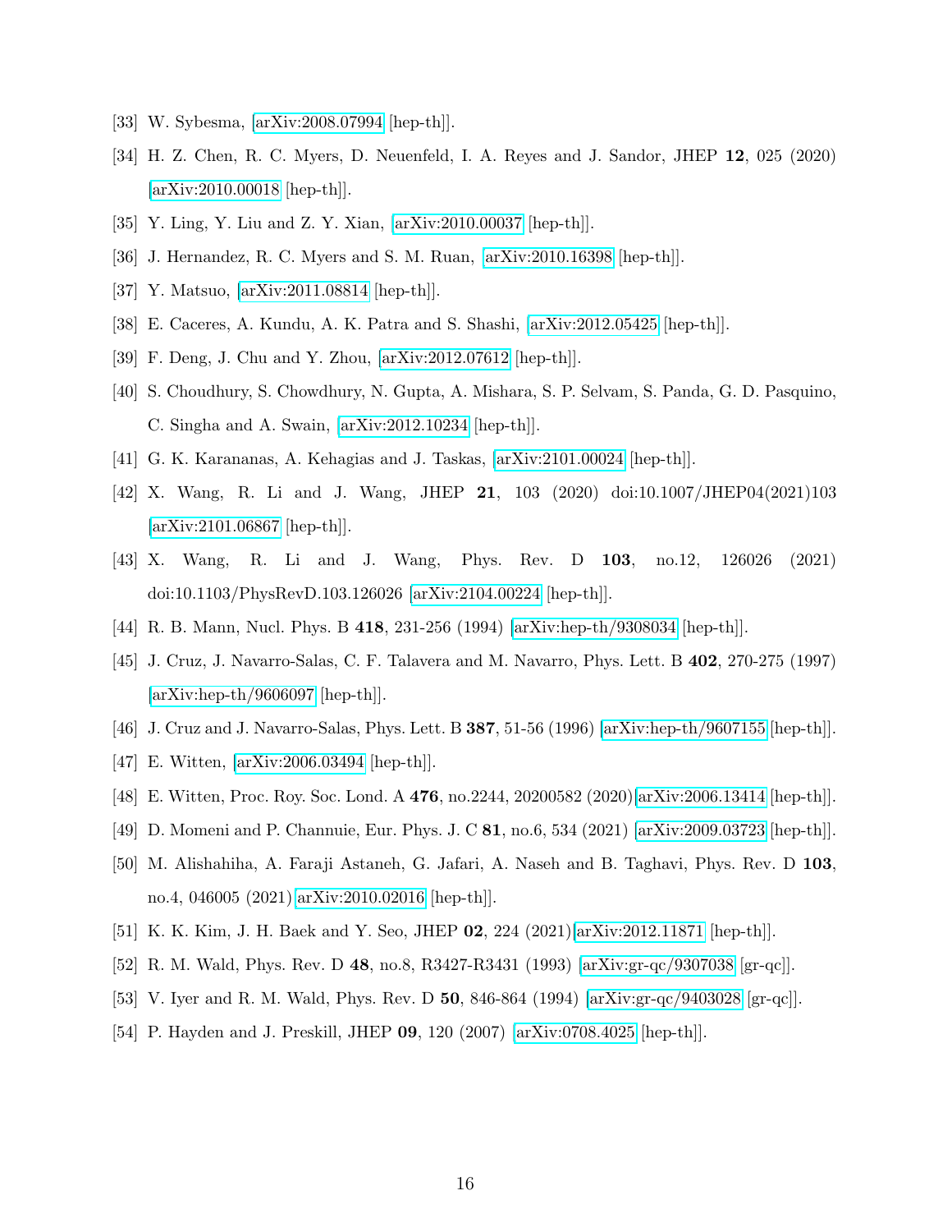[33] W. Sybesma, [arXiv:2008.07994 [hep-th]].

[34] H. Z. Chen, R. C. Myers, D. Neuenfeld, I. A. Reyes and J. Sandor, JHEP **12**, 025 (2020) [arXiv:2010.00018 [hep-th]].

[35] Y. Ling, Y. Liu and Z. Y. Xian, [arXiv:2010.00037 [hep-th]].

[36] J. Hernandez, R. C. Myers and S. M. Ruan, [arXiv:2010.16398 [hep-th]].

[37] Y. Matsuo, [arXiv:2011.08814 [hep-th]].

[38] E. Caceres, A. Kundu, A. K. Patra and S. Shashi, [arXiv:2012.05425 [hep-th]].

[39] F. Deng, J. Chu and Y. Zhou, [arXiv:2012.07612 [hep-th]].

[40] S. Choudhury, S. Chowdhury, N. Gupta, A. Mishara, S. P. Selvam, S. Panda, G. D. Pasquino, C. Singha and A. Swain, [arXiv:2012.10234 [hep-th]].

[41] G. K. Karananas, A. Kehagias and J. Taskas, [arXiv:2101.00024 [hep-th]].

[42] X. Wang, R. Li and J. Wang, JHEP **21**, 103 (2020) doi:10.1007/JHEP04(2021)103 [arXiv:2101.06867 [hep-th]].

[43] X. Wang, R. Li and J. Wang, Phys. Rev. D **103**, no.12, 126026 (2021) doi:10.1103/PhysRevD.103.126026 [arXiv:2104.00224 [hep-th]].

[44] R. B. Mann, Nucl. Phys. B **418**, 231-256 (1994) [arXiv:hep-th/9308034 [hep-th]].

[45] J. Cruz, J. Navarro-Salas, C. F. Talavera and M. Navarro, Phys. Lett. B **402**, 270-275 (1997) [arXiv:hep-th/9606097 [hep-th]].

[46] J. Cruz and J. Navarro-Salas, Phys. Lett. B **387**, 51-56 (1996) [arXiv:hep-th/9607155 [hep-th]].

[47] E. Witten, [arXiv:2006.03494 [hep-th]].

[48] E. Witten, Proc. Roy. Soc. Lond. A **476**, no.2244, 20200582 (2020)[arXiv:2006.13414 [hep-th]].

[49] D. Momeni and P. Channuie, Eur. Phys. J. C **81**, no.6, 534 (2021) [arXiv:2009.03723 [hep-th]].

[50] M. Alishahiha, A. Faraji Astaneh, G. Jafari, A. Naseh and B. Taghavi, Phys. Rev. D **103**, no.4, 046005 (2021) [arXiv:2010.02016 [hep-th]].

[51] K. K. Kim, J. H. Baek and Y. Seo, JHEP **02**, 224 (2021)[arXiv:2012.11871 [hep-th]].

[52] R. M. Wald, Phys. Rev. D **48**, no.8, R3427-R3431 (1993) [arXiv:gr-qc/9307038 [gr-qc]].

[53] V. Iyer and R. M. Wald, Phys. Rev. D **50**, 846-864 (1994) [arXiv:gr-qc/9403028 [gr-qc]].

[54] P. Hayden and J. Preskill, JHEP **09**, 120 (2007) [arXiv:0708.4025 [hep-th]].